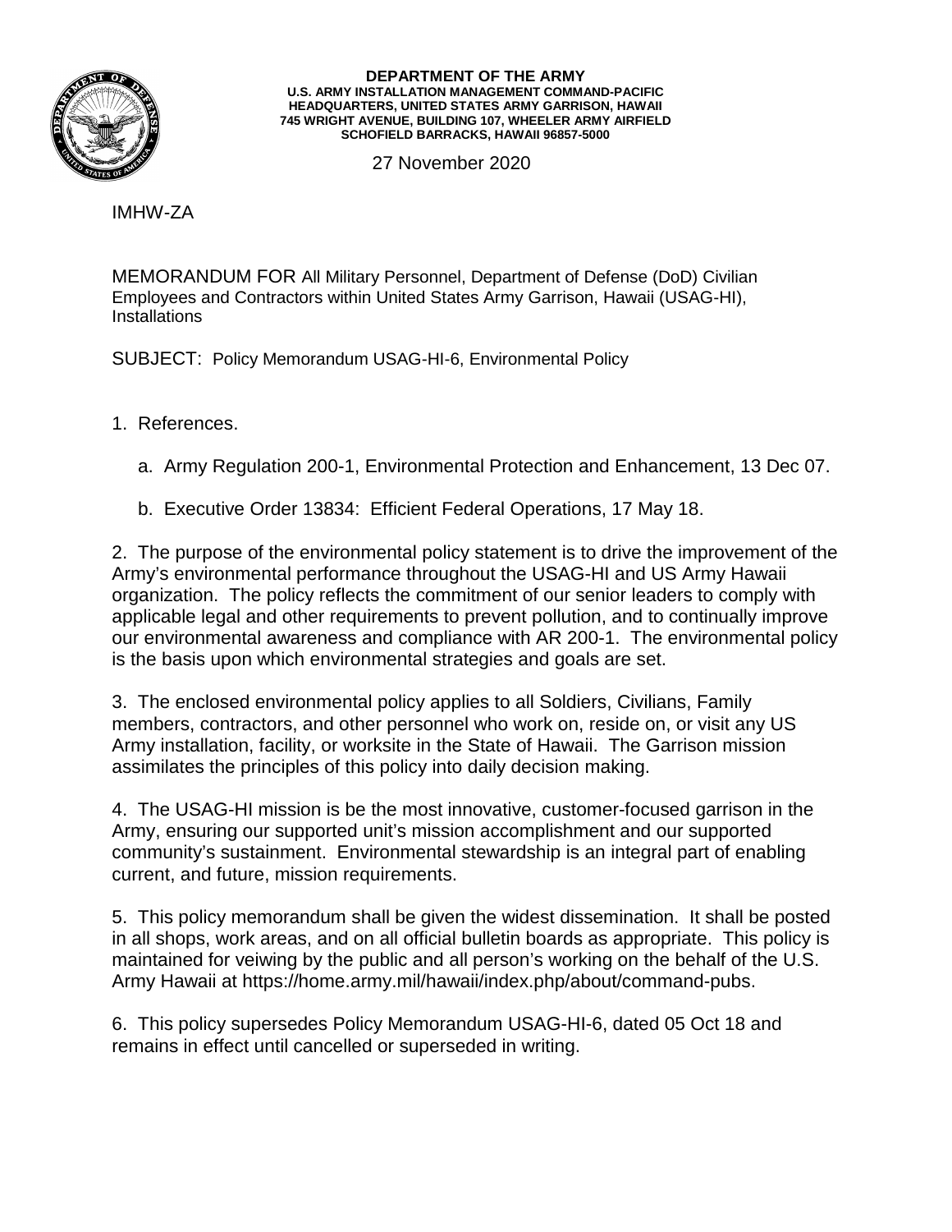**DEPARTMENT OF THE ARMY**
**U.S. ARMY INSTALLATION MANAGEMENT COMMAND-PACIFIC**
**HEADQUARTERS, UNITED STATES ARMY GARRISON, HAWAII**
**745 WRIGHT AVENUE, BUILDING 107, WHEELER ARMY AIRFIELD**
**SCHOFIELD BARRACKS, HAWAII 96857-5000**

27 November 2020

IMHW-ZA

MEMORANDUM FOR All Military Personnel, Department of Defense (DoD) Civilian Employees and Contractors within United States Army Garrison, Hawaii (USAG-HI), Installations

SUBJECT: Policy Memorandum USAG-HI-6, Environmental Policy

1. References.

   a. Army Regulation 200-1, Environmental Protection and Enhancement, 13 Dec 07.

   b. Executive Order 13834: Efficient Federal Operations, 17 May 18.

2. The purpose of the environmental policy statement is to drive the improvement of the Army's environmental performance throughout the USAG-HI and US Army Hawaii organization. The policy reflects the commitment of our senior leaders to comply with applicable legal and other requirements to prevent pollution, and to continually improve our environmental awareness and compliance with AR 200-1. The environmental policy is the basis upon which environmental strategies and goals are set.

3. The enclosed environmental policy applies to all Soldiers, Civilians, Family members, contractors, and other personnel who work on, reside on, or visit any US Army installation, facility, or worksite in the State of Hawaii. The Garrison mission assimilates the principles of this policy into daily decision making.

4. The USAG-HI mission is be the most innovative, customer-focused garrison in the Army, ensuring our supported unit's mission accomplishment and our supported community's sustainment. Environmental stewardship is an integral part of enabling current, and future, mission requirements.

5. This policy memorandum shall be given the widest dissemination. It shall be posted in all shops, work areas, and on all official bulletin boards as appropriate. This policy is maintained for veiwing by the public and all person's working on the behalf of the U.S. Army Hawaii at https://home.army.mil/hawaii/index.php/about/command-pubs.

6. This policy supersedes Policy Memorandum USAG-HI-6, dated 05 Oct 18 and remains in effect until cancelled or superseded in writing.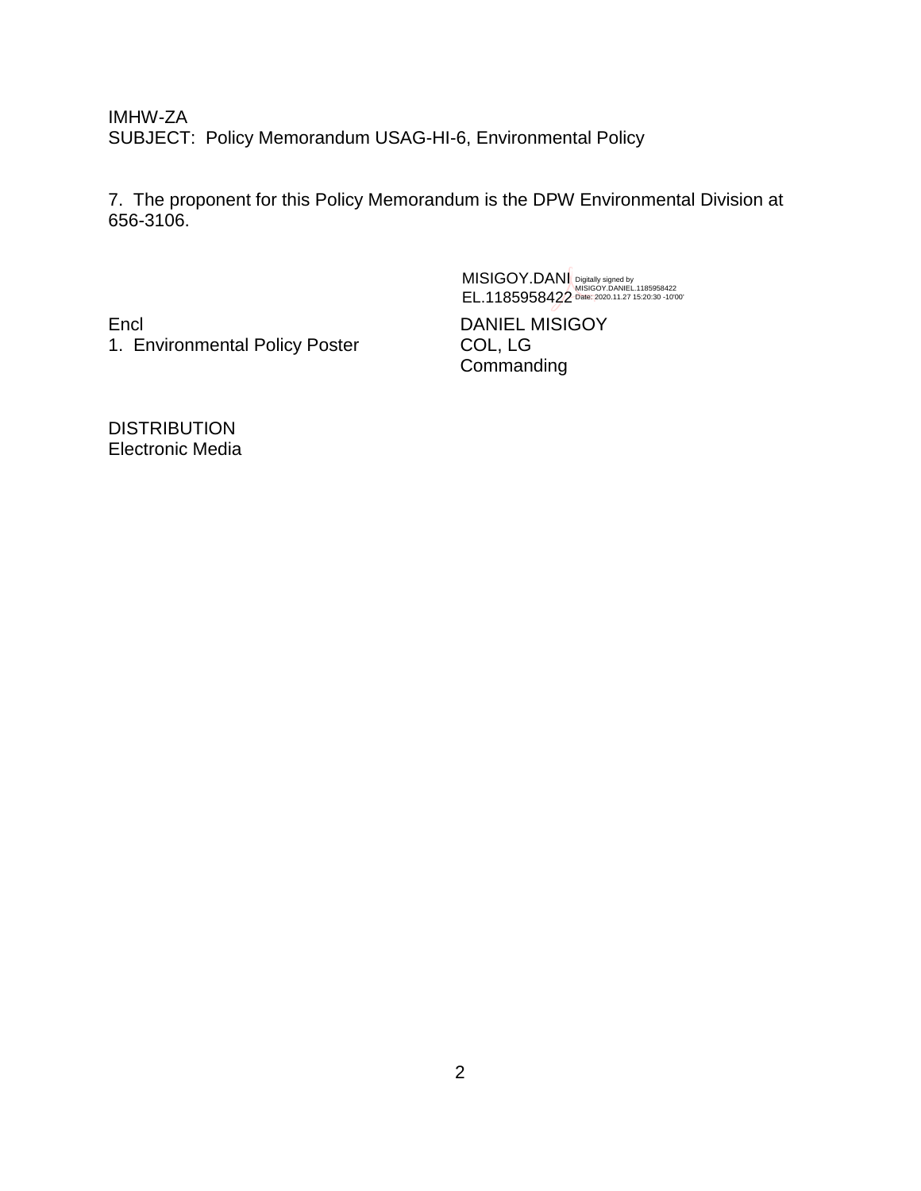IMHW-ZA
SUBJECT: Policy Memorandum USAG-HI-6, Environmental Policy

7. The proponent for this Policy Memorandum is the DPW Environmental Division at 656-3106.

MISIGOY.DANIEL.1185958422 Digitally signed by MISIGOY.DANIEL.1185958422 Date: 2020.11.27 15:20:30 -10'00'

DANIEL MISIGOY
COL, LG
Commanding

Encl
1. Environmental Policy Poster

DISTRIBUTION
Electronic Media